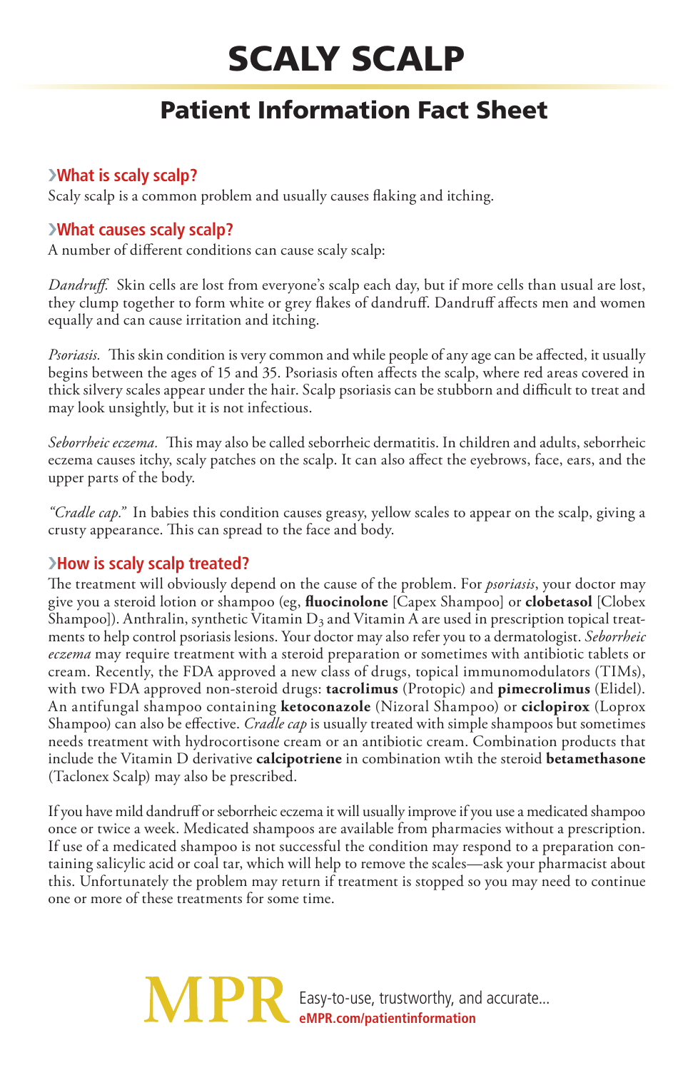# SCALY SCALP

## Patient Information Fact Sheet

### ›What is scaly scalp?

Scaly scalp is a common problem and usually causes flaking and itching.

### ›What causes scaly scalp?

A number of different conditions can cause scaly scalp:

*Dandruff.* Skin cells are lost from everyone's scalp each day, but if more cells than usual are lost, they clump together to form white or grey flakes of dandruff. Dandruff affects men and women equally and can cause irritation and itching.

*Psoriasis.* This skin condition is very common and while people of any age can be affected, it usually begins between the ages of 15 and 35. Psoriasis often affects the scalp, where red areas covered in thick silvery scales appear under the hair. Scalp psoriasis can be stubborn and difficult to treat and may look unsightly, but it is not infectious.

*Seborrheic eczema.* This may also be called seborrheic dermatitis. In children and adults, seborrheic eczema causes itchy, scaly patches on the scalp. It can also affect the eyebrows, face, ears, and the upper parts of the body.

*"Cradle cap."* In babies this condition causes greasy, yellow scales to appear on the scalp, giving a crusty appearance. This can spread to the face and body.

### ›How is scaly scalp treated?

The treatment will obviously depend on the cause of the problem. For *psoriasis*, your doctor may give you a steroid lotion or shampoo (eg, **fluocinolone** [Capex Shampoo] or **clobetasol** [Clobex Shampoo]). Anthralin, synthetic Vitamin $D_3$ and Vitamin A are used in prescription topical treatments to help control psoriasis lesions. Your doctor may also refer you to a dermatologist. *Seborrheic eczema* may require treatment with a steroid preparation or sometimes with antibiotic tablets or cream. Recently, the FDA approved a new class of drugs, topical immunomodulators (TIMs), with two FDA approved non-steroid drugs: **tacrolimus** (Protopic) and **pimecrolimus** (Elidel). An antifungal shampoo containing **ketoconazole** (Nizoral Shampoo) or **ciclopirox** (Loprox Shampoo) can also be effective. *Cradle cap* is usually treated with simple shampoos but sometimes needs treatment with hydrocortisone cream or an antibiotic cream. Combination products that include the Vitamin D derivative **calcipotriene** in combination wtih the steroid **betamethasone** (Taclonex Scalp) may also be prescribed.

If you have mild dandruff or seborrheic eczema it will usually improve if you use a medicated shampoo once or twice a week. Medicated shampoos are available from pharmacies without a prescription. If use of a medicated shampoo is not successful the condition may respond to a preparation containing salicylic acid or coal tar, which will help to remove the scales—ask your pharmacist about this. Unfortunately the problem may return if treatment is stopped so you may need to continue one or more of these treatments for some time.

MPR Easy-to-use, trustworthy, and accurate...
eMPR.com/patientinformation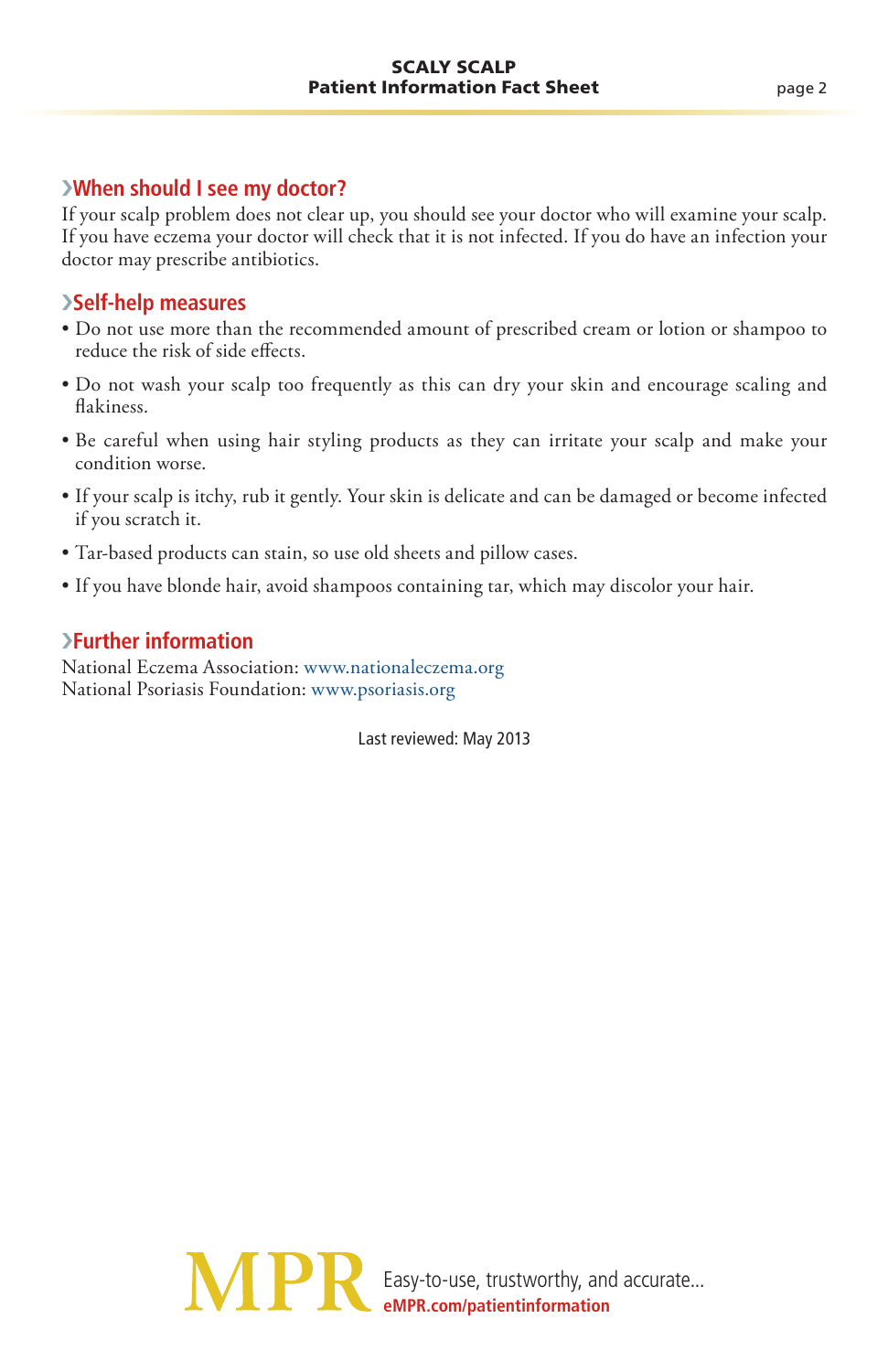## When should I see my doctor?

If your scalp problem does not clear up, you should see your doctor who will examine your scalp. If you have eczema your doctor will check that it is not infected. If you do have an infection your doctor may prescribe antibiotics.

## Self-help measures

- Do not use more than the recommended amount of prescribed cream or lotion or shampoo to reduce the risk of side effects.
- Do not wash your scalp too frequently as this can dry your skin and encourage scaling and flakiness.
- Be careful when using hair styling products as they can irritate your scalp and make your condition worse.
- If your scalp is itchy, rub it gently. Your skin is delicate and can be damaged or become infected if you scratch it.
- Tar-based products can stain, so use old sheets and pillow cases.
- If you have blonde hair, avoid shampoos containing tar, which may discolor your hair.

## Further information

National Eczema Association: www.nationaleczema.org
National Psoriasis Foundation: www.psoriasis.org

Last reviewed: May 2013

MPR Easy-to-use, trustworthy, and accurate...
eMPR.com/patientinformation